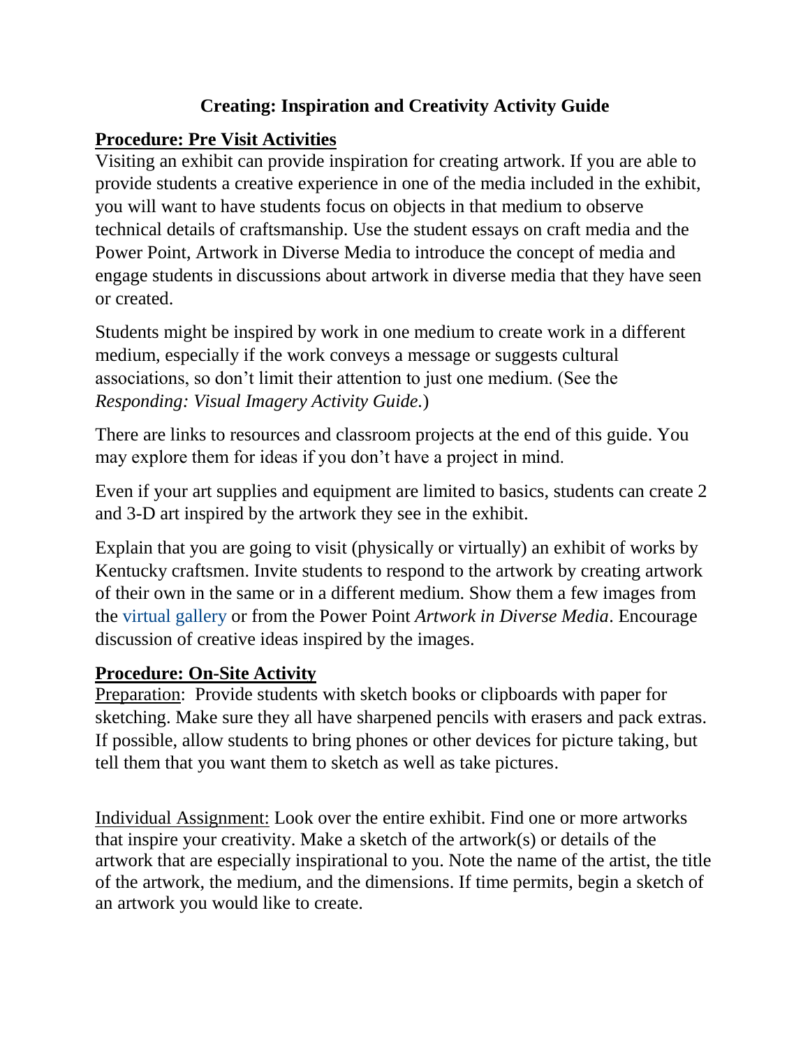# Creating: Inspiration and Creativity Activity Guide

## Procedure: Pre Visit Activities

Visiting an exhibit can provide inspiration for creating artwork. If you are able to provide students a creative experience in one of the media included in the exhibit, you will want to have students focus on objects in that medium to observe technical details of craftsmanship. Use the student essays on craft media and the Power Point, Artwork in Diverse Media to introduce the concept of media and engage students in discussions about artwork in diverse media that they have seen or created.

Students might be inspired by work in one medium to create work in a different medium, especially if the work conveys a message or suggests cultural associations, so don't limit their attention to just one medium. (See the *Responding: Visual Imagery Activity Guide*.)

There are links to resources and classroom projects at the end of this guide. You may explore them for ideas if you don't have a project in mind.

Even if your art supplies and equipment are limited to basics, students can create 2 and 3-D art inspired by the artwork they see in the exhibit.

Explain that you are going to visit (physically or virtually) an exhibit of works by Kentucky craftsmen. Invite students to respond to the artwork by creating artwork of their own in the same or in a different medium. Show them a few images from the virtual gallery or from the Power Point *Artwork in Diverse Media*. Encourage discussion of creative ideas inspired by the images.

## Procedure: On-Site Activity

Preparation: Provide students with sketch books or clipboards with paper for sketching. Make sure they all have sharpened pencils with erasers and pack extras. If possible, allow students to bring phones or other devices for picture taking, but tell them that you want them to sketch as well as take pictures.

Individual Assignment: Look over the entire exhibit. Find one or more artworks that inspire your creativity. Make a sketch of the artwork(s) or details of the artwork that are especially inspirational to you. Note the name of the artist, the title of the artwork, the medium, and the dimensions. If time permits, begin a sketch of an artwork you would like to create.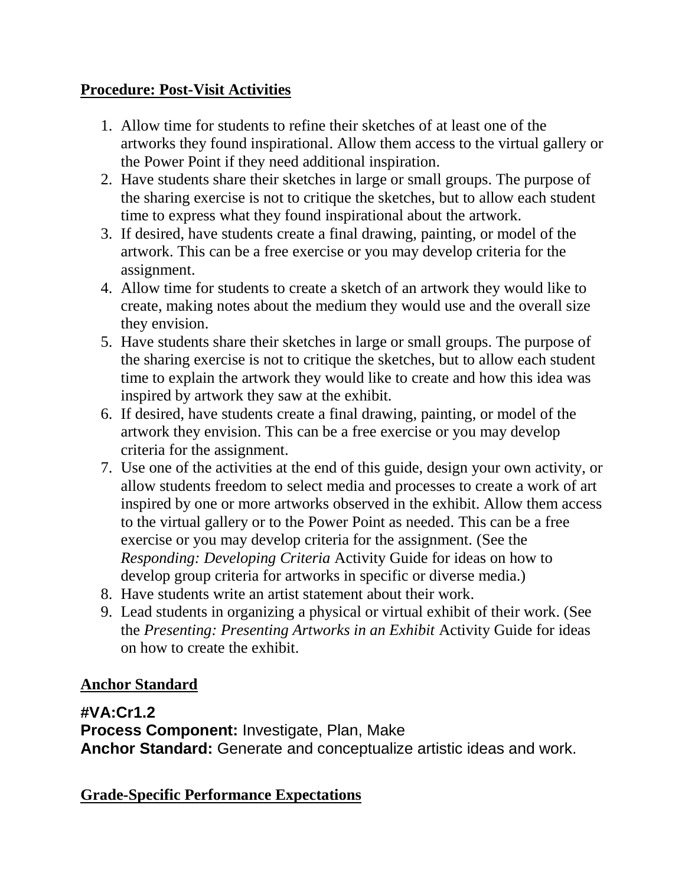## Procedure: Post-Visit Activities

1. Allow time for students to refine their sketches of at least one of the artworks they found inspirational. Allow them access to the virtual gallery or the Power Point if they need additional inspiration.
2. Have students share their sketches in large or small groups. The purpose of the sharing exercise is not to critique the sketches, but to allow each student time to express what they found inspirational about the artwork.
3. If desired, have students create a final drawing, painting, or model of the artwork. This can be a free exercise or you may develop criteria for the assignment.
4. Allow time for students to create a sketch of an artwork they would like to create, making notes about the medium they would use and the overall size they envision.
5. Have students share their sketches in large or small groups. The purpose of the sharing exercise is not to critique the sketches, but to allow each student time to explain the artwork they would like to create and how this idea was inspired by artwork they saw at the exhibit.
6. If desired, have students create a final drawing, painting, or model of the artwork they envision. This can be a free exercise or you may develop criteria for the assignment.
7. Use one of the activities at the end of this guide, design your own activity, or allow students freedom to select media and processes to create a work of art inspired by one or more artworks observed in the exhibit. Allow them access to the virtual gallery or to the Power Point as needed. This can be a free exercise or you may develop criteria for the assignment. (See the *Responding: Developing Criteria* Activity Guide for ideas on how to develop group criteria for artworks in specific or diverse media.)
8. Have students write an artist statement about their work.
9. Lead students in organizing a physical or virtual exhibit of their work. (See the *Presenting: Presenting Artworks in an Exhibit* Activity Guide for ideas on how to create the exhibit.

## Anchor Standard

**#VA:Cr1.2**
**Process Component:** Investigate, Plan, Make
**Anchor Standard:** Generate and conceptualize artistic ideas and work.

## Grade-Specific Performance Expectations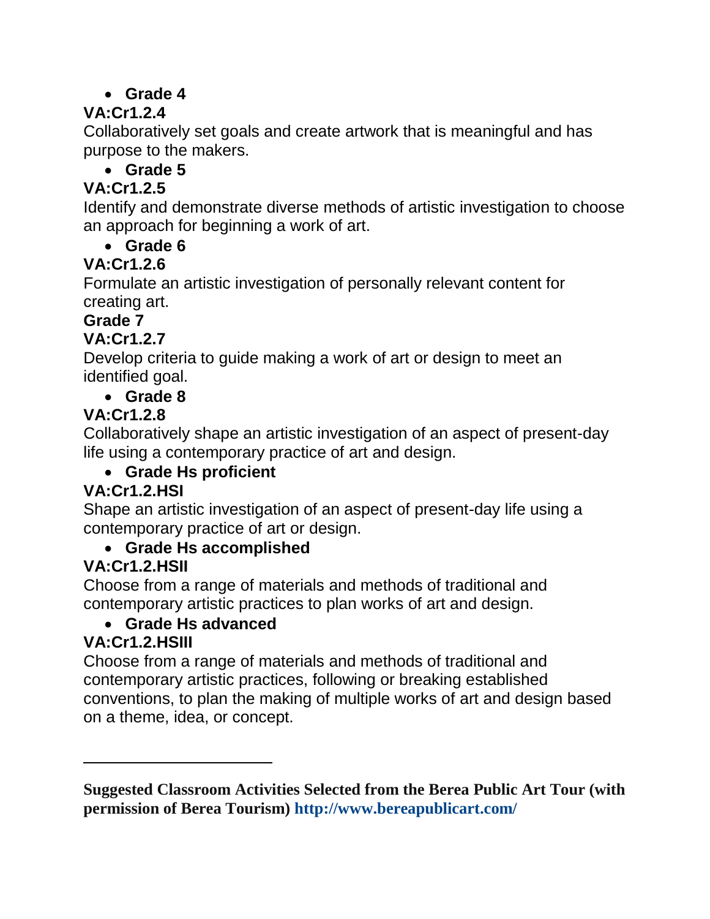- **Grade 4**

**VA:Cr1.2.4**
Collaboratively set goals and create artwork that is meaningful and has purpose to the makers.

- **Grade 5**

**VA:Cr1.2.5**
Identify and demonstrate diverse methods of artistic investigation to choose an approach for beginning a work of art.

- **Grade 6**

**VA:Cr1.2.6**
Formulate an artistic investigation of personally relevant content for creating art.

**Grade 7**

**VA:Cr1.2.7**
Develop criteria to guide making a work of art or design to meet an identified goal.

- **Grade 8**

**VA:Cr1.2.8**
Collaboratively shape an artistic investigation of an aspect of present-day life using a contemporary practice of art and design.

- **Grade Hs proficient**

**VA:Cr1.2.HSI**
Shape an artistic investigation of an aspect of present-day life using a contemporary practice of art or design.

- **Grade Hs accomplished**

**VA:Cr1.2.HSII**
Choose from a range of materials and methods of traditional and contemporary artistic practices to plan works of art and design.

- **Grade Hs advanced**

**VA:Cr1.2.HSIII**
Choose from a range of materials and methods of traditional and contemporary artistic practices, following or breaking established conventions, to plan the making of multiple works of art and design based on a theme, idea, or concept.

---

**Suggested Classroom Activities Selected from the Berea Public Art Tour (with permission of Berea Tourism) http://www.bereapublicart.com/**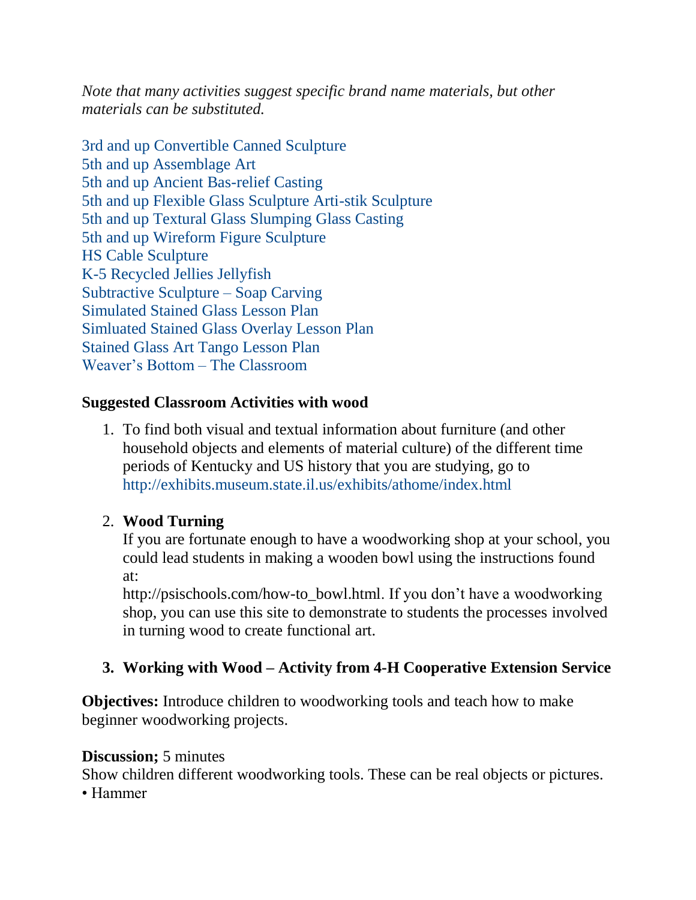*Note that many activities suggest specific brand name materials, but other materials can be substituted.*

3rd and up Convertible Canned Sculpture
5th and up Assemblage Art
5th and up Ancient Bas-relief Casting
5th and up Flexible Glass Sculpture Arti-stik Sculpture
5th and up Textural Glass Slumping Glass Casting
5th and up Wireform Figure Sculpture
HS Cable Sculpture
K-5 Recycled Jellies Jellyfish
Subtractive Sculpture – Soap Carving
Simulated Stained Glass Lesson Plan
Simluated Stained Glass Overlay Lesson Plan
Stained Glass Art Tango Lesson Plan
Weaver's Bottom – The Classroom

**Suggested Classroom Activities with wood**

1. To find both visual and textual information about furniture (and other household objects and elements of material culture) of the different time periods of Kentucky and US history that you are studying, go to http://exhibits.museum.state.il.us/exhibits/athome/index.html

2. **Wood Turning**
   If you are fortunate enough to have a woodworking shop at your school, you could lead students in making a wooden bowl using the instructions found at:
   http://psischools.com/how-to_bowl.html. If you don't have a woodworking shop, you can use this site to demonstrate to students the processes involved in turning wood to create functional art.

3. **Working with Wood – Activity from 4-H Cooperative Extension Service**

**Objectives:** Introduce children to woodworking tools and teach how to make beginner woodworking projects.

**Discussion;** 5 minutes
Show children different woodworking tools. These can be real objects or pictures.
• Hammer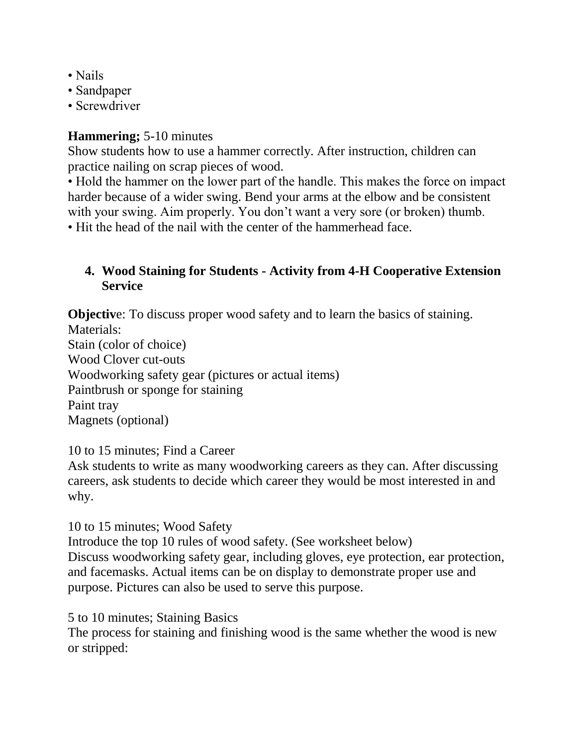- Nails
- Sandpaper
- Screwdriver

**Hammering;** 5-10 minutes

Show students how to use a hammer correctly. After instruction, children can practice nailing on scrap pieces of wood.

- Hold the hammer on the lower part of the handle. This makes the force on impact harder because of a wider swing. Bend your arms at the elbow and be consistent with your swing. Aim properly. You don't want a very sore (or broken) thumb.
- Hit the head of the nail with the center of the hammerhead face.

### 4. Wood Staining for Students - Activity from 4-H Cooperative Extension Service

**Objectiv**e: To discuss proper wood safety and to learn the basics of staining.

Materials:

Stain (color of choice)
Wood Clover cut-outs
Woodworking safety gear (pictures or actual items)
Paintbrush or sponge for staining
Paint tray
Magnets (optional)

10 to 15 minutes; Find a Career

Ask students to write as many woodworking careers as they can. After discussing careers, ask students to decide which career they would be most interested in and why.

10 to 15 minutes; Wood Safety

Introduce the top 10 rules of wood safety. (See worksheet below)

Discuss woodworking safety gear, including gloves, eye protection, ear protection, and facemasks. Actual items can be on display to demonstrate proper use and purpose. Pictures can also be used to serve this purpose.

5 to 10 minutes; Staining Basics

The process for staining and finishing wood is the same whether the wood is new or stripped: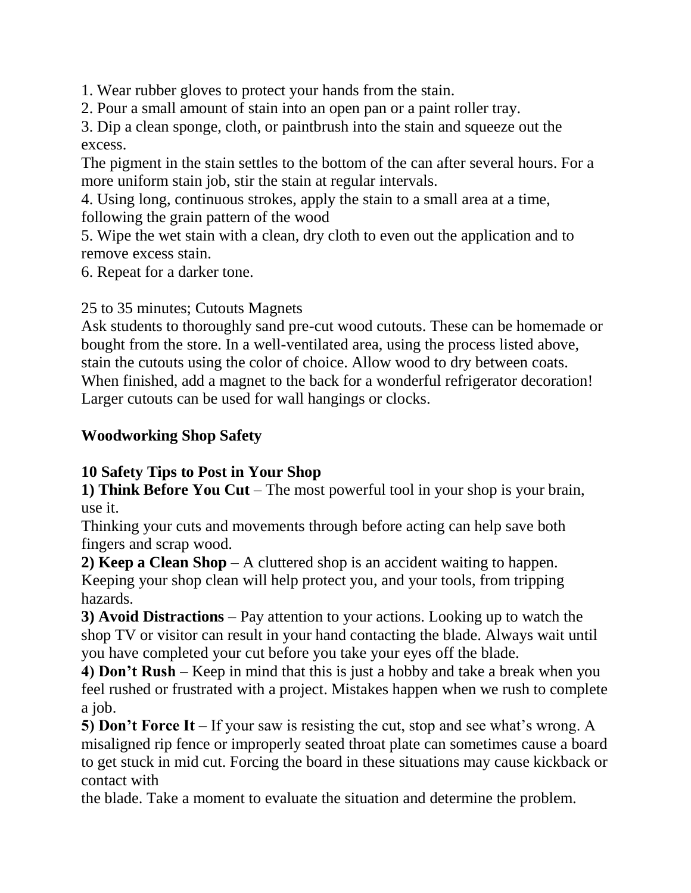1. Wear rubber gloves to protect your hands from the stain.
2. Pour a small amount of stain into an open pan or a paint roller tray.
3. Dip a clean sponge, cloth, or paintbrush into the stain and squeeze out the excess.

The pigment in the stain settles to the bottom of the can after several hours. For a more uniform stain job, stir the stain at regular intervals.

4. Using long, continuous strokes, apply the stain to a small area at a time, following the grain pattern of the wood
5. Wipe the wet stain with a clean, dry cloth to even out the application and to remove excess stain.
6. Repeat for a darker tone.

25 to 35 minutes; Cutouts Magnets

Ask students to thoroughly sand pre-cut wood cutouts. These can be homemade or bought from the store. In a well-ventilated area, using the process listed above, stain the cutouts using the color of choice. Allow wood to dry between coats. When finished, add a magnet to the back for a wonderful refrigerator decoration! Larger cutouts can be used for wall hangings or clocks.

## Woodworking Shop Safety

### 10 Safety Tips to Post in Your Shop

**1) Think Before You Cut** – The most powerful tool in your shop is your brain, use it.

Thinking your cuts and movements through before acting can help save both fingers and scrap wood.

**2) Keep a Clean Shop** – A cluttered shop is an accident waiting to happen. Keeping your shop clean will help protect you, and your tools, from tripping hazards.

**3) Avoid Distractions** – Pay attention to your actions. Looking up to watch the shop TV or visitor can result in your hand contacting the blade. Always wait until you have completed your cut before you take your eyes off the blade.

**4) Don't Rush** – Keep in mind that this is just a hobby and take a break when you feel rushed or frustrated with a project. Mistakes happen when we rush to complete a job.

**5) Don't Force It** – If your saw is resisting the cut, stop and see what's wrong. A misaligned rip fence or improperly seated throat plate can sometimes cause a board to get stuck in mid cut. Forcing the board in these situations may cause kickback or contact with the blade. Take a moment to evaluate the situation and determine the problem.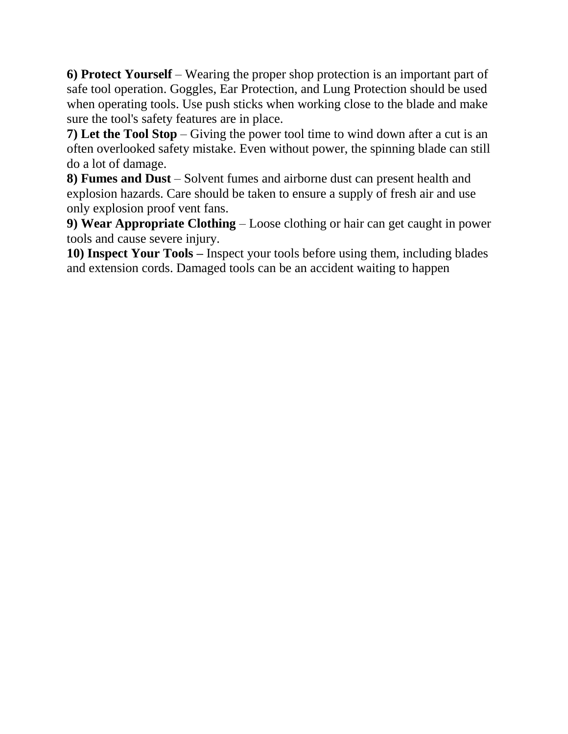**6) Protect Yourself** – Wearing the proper shop protection is an important part of safe tool operation. Goggles, Ear Protection, and Lung Protection should be used when operating tools. Use push sticks when working close to the blade and make sure the tool's safety features are in place.

**7) Let the Tool Stop** – Giving the power tool time to wind down after a cut is an often overlooked safety mistake. Even without power, the spinning blade can still do a lot of damage.

**8) Fumes and Dust** – Solvent fumes and airborne dust can present health and explosion hazards. Care should be taken to ensure a supply of fresh air and use only explosion proof vent fans.

**9) Wear Appropriate Clothing** – Loose clothing or hair can get caught in power tools and cause severe injury.

**10) Inspect Your Tools –** Inspect your tools before using them, including blades and extension cords. Damaged tools can be an accident waiting to happen